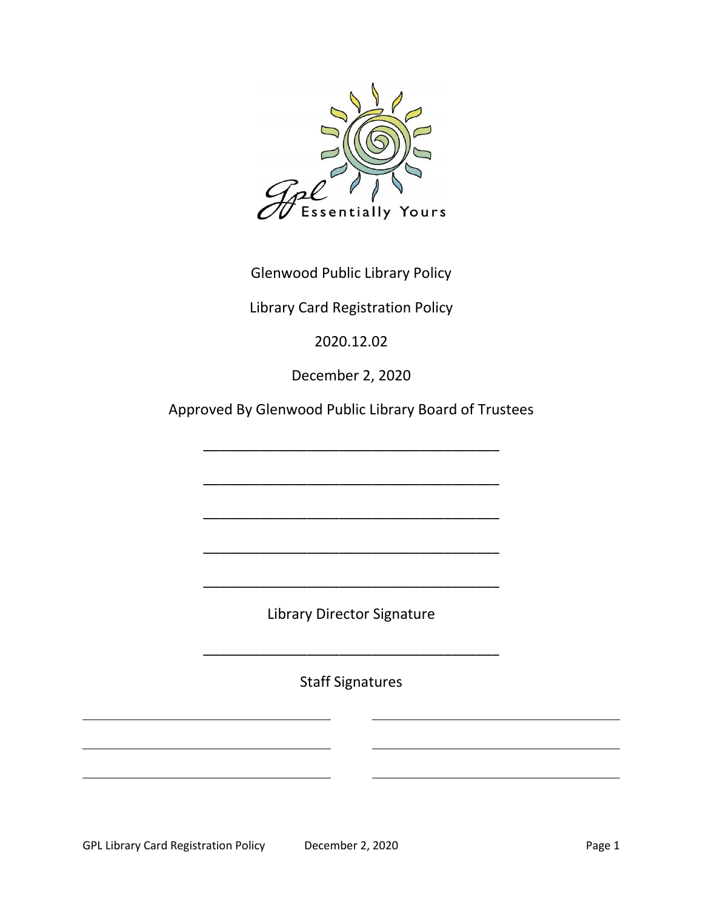Glenwood Public Library Policy

Library Card Registration Policy

2020.12.02

December 2, 2020

Approved By Glenwood Public Library Board of Trustees

_____________________________________

_____________________________________

_____________________________________

_____________________________________

_____________________________________

Library Director Signature

_____________________________________

Staff Signatures

_____________________________________ _____________________________________

_____________________________________ _____________________________________

_____________________________________ _____________________________________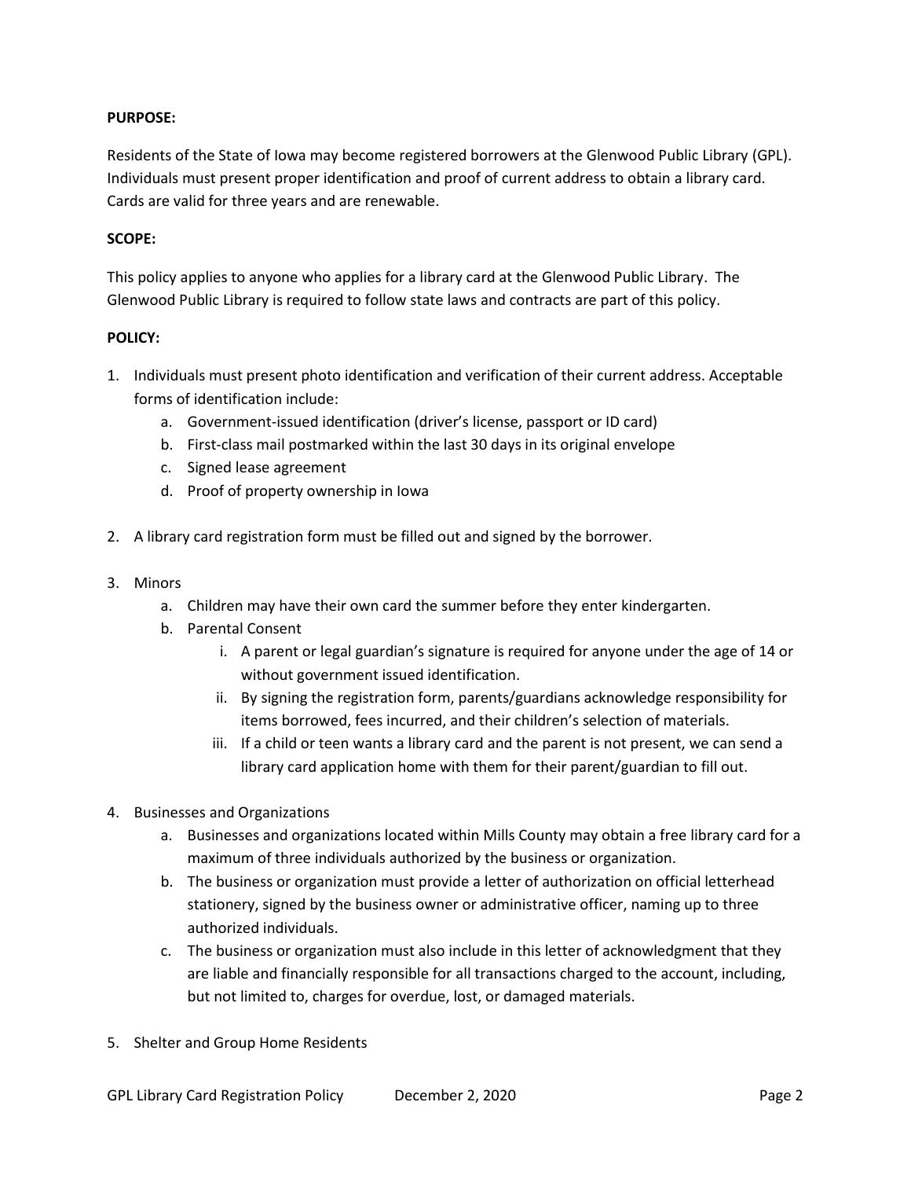**PURPOSE:**

Residents of the State of Iowa may become registered borrowers at the Glenwood Public Library (GPL). Individuals must present proper identification and proof of current address to obtain a library card. Cards are valid for three years and are renewable.

**SCOPE:**

This policy applies to anyone who applies for a library card at the Glenwood Public Library. The Glenwood Public Library is required to follow state laws and contracts are part of this policy.

**POLICY:**

1. Individuals must present photo identification and verification of their current address. Acceptable forms of identification include:
    a. Government-issued identification (driver's license, passport or ID card)
    b. First-class mail postmarked within the last 30 days in its original envelope
    c. Signed lease agreement
    d. Proof of property ownership in Iowa

2. A library card registration form must be filled out and signed by the borrower.

3. Minors
    a. Children may have their own card the summer before they enter kindergarten.
    b. Parental Consent
        i. A parent or legal guardian's signature is required for anyone under the age of 14 or without government issued identification.
        ii. By signing the registration form, parents/guardians acknowledge responsibility for items borrowed, fees incurred, and their children's selection of materials.
        iii. If a child or teen wants a library card and the parent is not present, we can send a library card application home with them for their parent/guardian to fill out.

4. Businesses and Organizations
    a. Businesses and organizations located within Mills County may obtain a free library card for a maximum of three individuals authorized by the business or organization.
    b. The business or organization must provide a letter of authorization on official letterhead stationery, signed by the business owner or administrative officer, naming up to three authorized individuals.
    c. The business or organization must also include in this letter of acknowledgment that they are liable and financially responsible for all transactions charged to the account, including, but not limited to, charges for overdue, lost, or damaged materials.

5. Shelter and Group Home Residents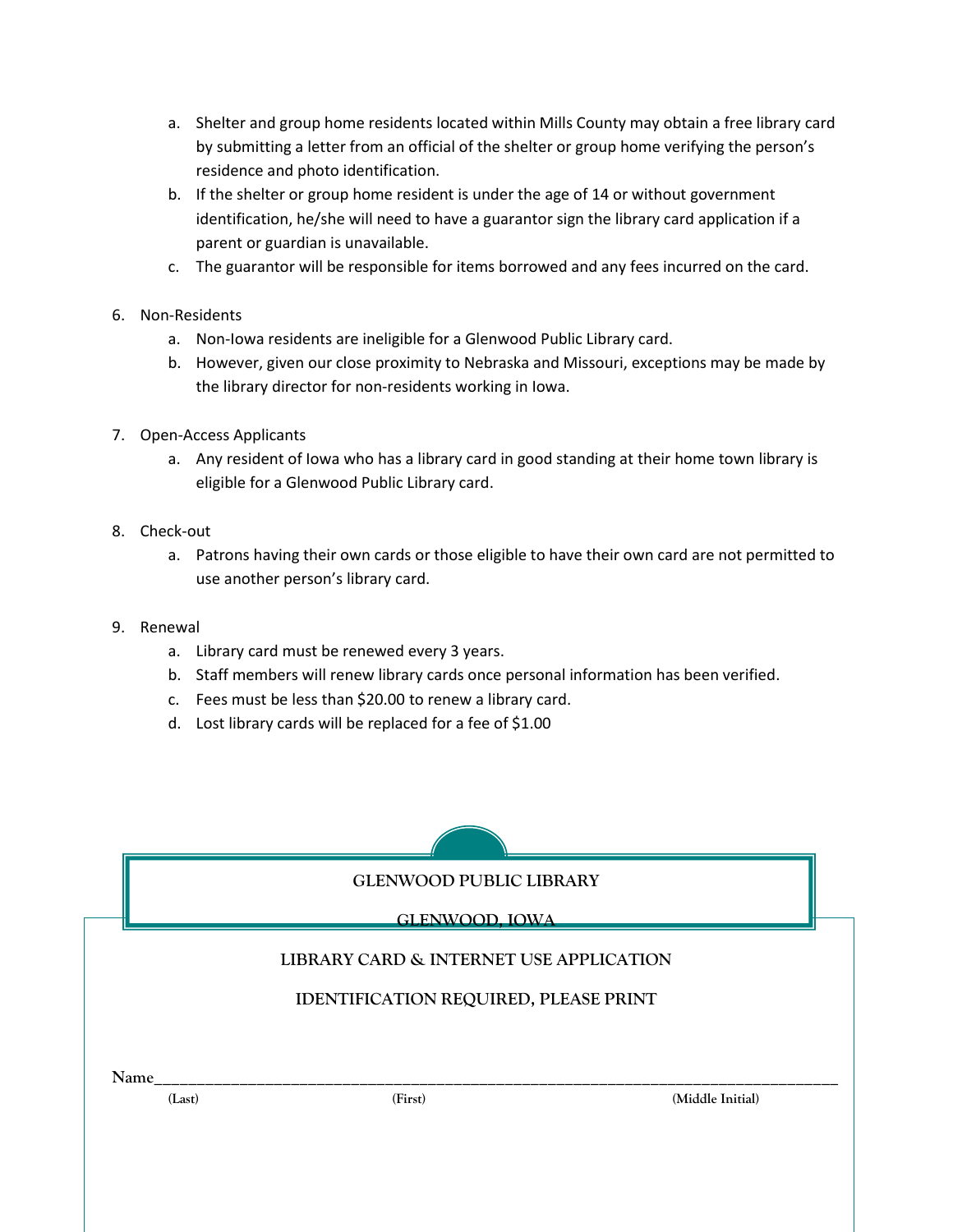a. Shelter and group home residents located within Mills County may obtain a free library card by submitting a letter from an official of the shelter or group home verifying the person's residence and photo identification.
b. If the shelter or group home resident is under the age of 14 or without government identification, he/she will need to have a guarantor sign the library card application if a parent or guardian is unavailable.
c. The guarantor will be responsible for items borrowed and any fees incurred on the card.

6. Non-Residents
    a. Non-Iowa residents are ineligible for a Glenwood Public Library card.
    b. However, given our close proximity to Nebraska and Missouri, exceptions may be made by the library director for non-residents working in Iowa.

7. Open-Access Applicants
    a. Any resident of Iowa who has a library card in good standing at their home town library is eligible for a Glenwood Public Library card.

8. Check-out
    a. Patrons having their own cards or those eligible to have their own card are not permitted to use another person's library card.

9. Renewal
    a. Library card must be renewed every 3 years.
    b. Staff members will renew library cards once personal information has been verified.
    c. Fees must be less than $20.00 to renew a library card.
    d. Lost library cards will be replaced for a fee of $1.00

## GLENWOOD PUBLIC LIBRARY

## GLENWOOD, IOWA

### LIBRARY CARD & INTERNET USE APPLICATION

### IDENTIFICATION REQUIRED, PLEASE PRINT

Name_______________________________________________________________________________

(Last) (First) (Middle Initial)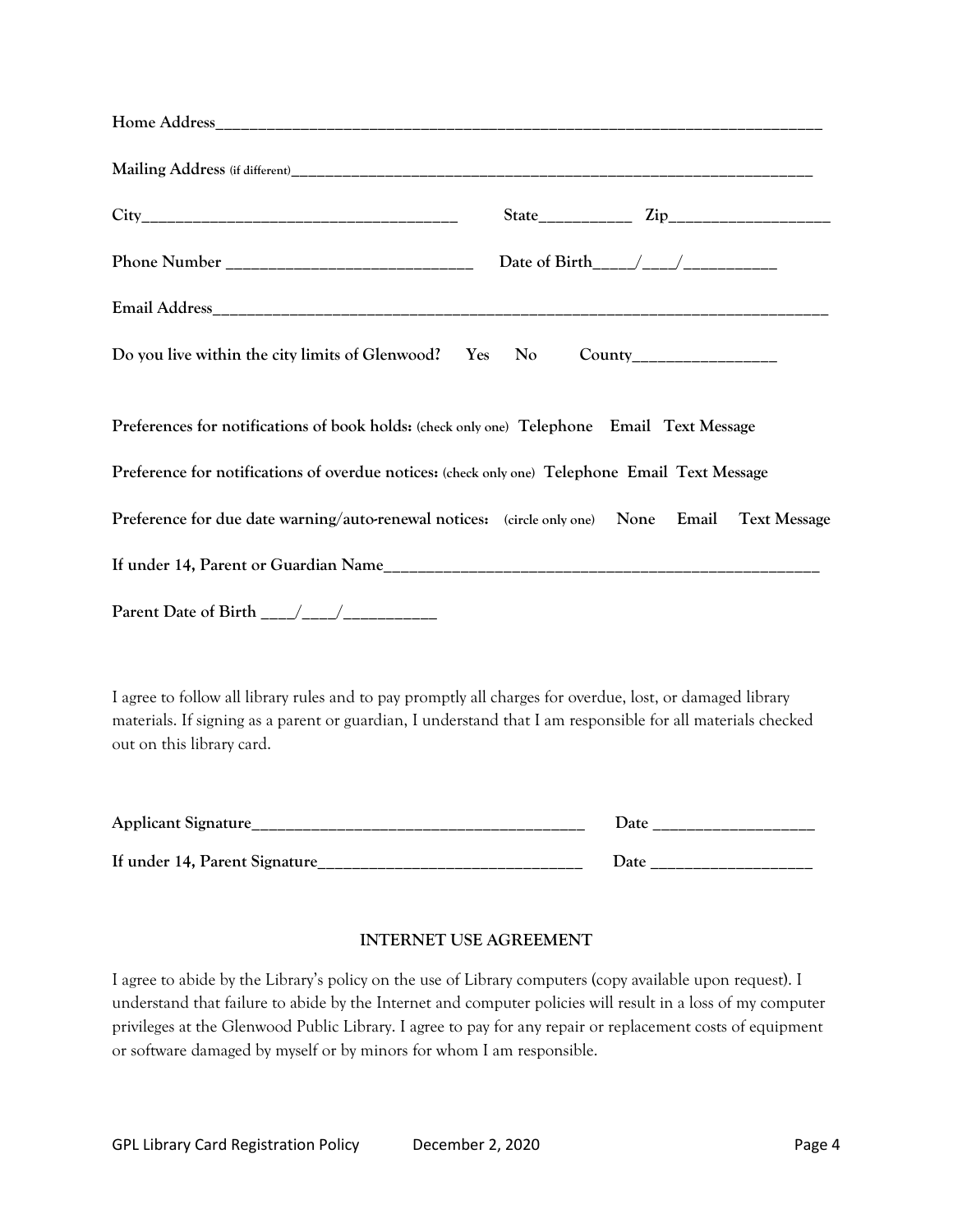**Home Address**_______________________________________________________________________________

**Mailing Address** (if different)______________________________________________________________________

**City**_______________________________________ **State**___________ **Zip**___________________

**Phone Number** _____________________________ **Date of Birth**_____/____/___________

**Email Address**_______________________________________________________________________________

**Do you live within the city limits of Glenwood? Yes No County**_________________

**Preferences for notifications of book holds:** (check only one) **Telephone Email Text Message**

**Preference for notifications of overdue notices:** (check only one) **Telephone Email Text Message**

**Preference for due date warning/auto-renewal notices:** (circle only one) **None Email Text Message**

**If under 14, Parent or Guardian Name**______________________________________________________

**Parent Date of Birth** ____/____/___________

I agree to follow all library rules and to pay promptly all charges for overdue, lost, or damaged library materials. If signing as a parent or guardian, I understand that I am responsible for all materials checked out on this library card.

**Applicant Signature**_________________________________________ **Date** ___________________

**If under 14, Parent Signature**________________________________ **Date** ___________________

## INTERNET USE AGREEMENT

I agree to abide by the Library's policy on the use of Library computers (copy available upon request). I understand that failure to abide by the Internet and computer policies will result in a loss of my computer privileges at the Glenwood Public Library. I agree to pay for any repair or replacement costs of equipment or software damaged by myself or by minors for whom I am responsible.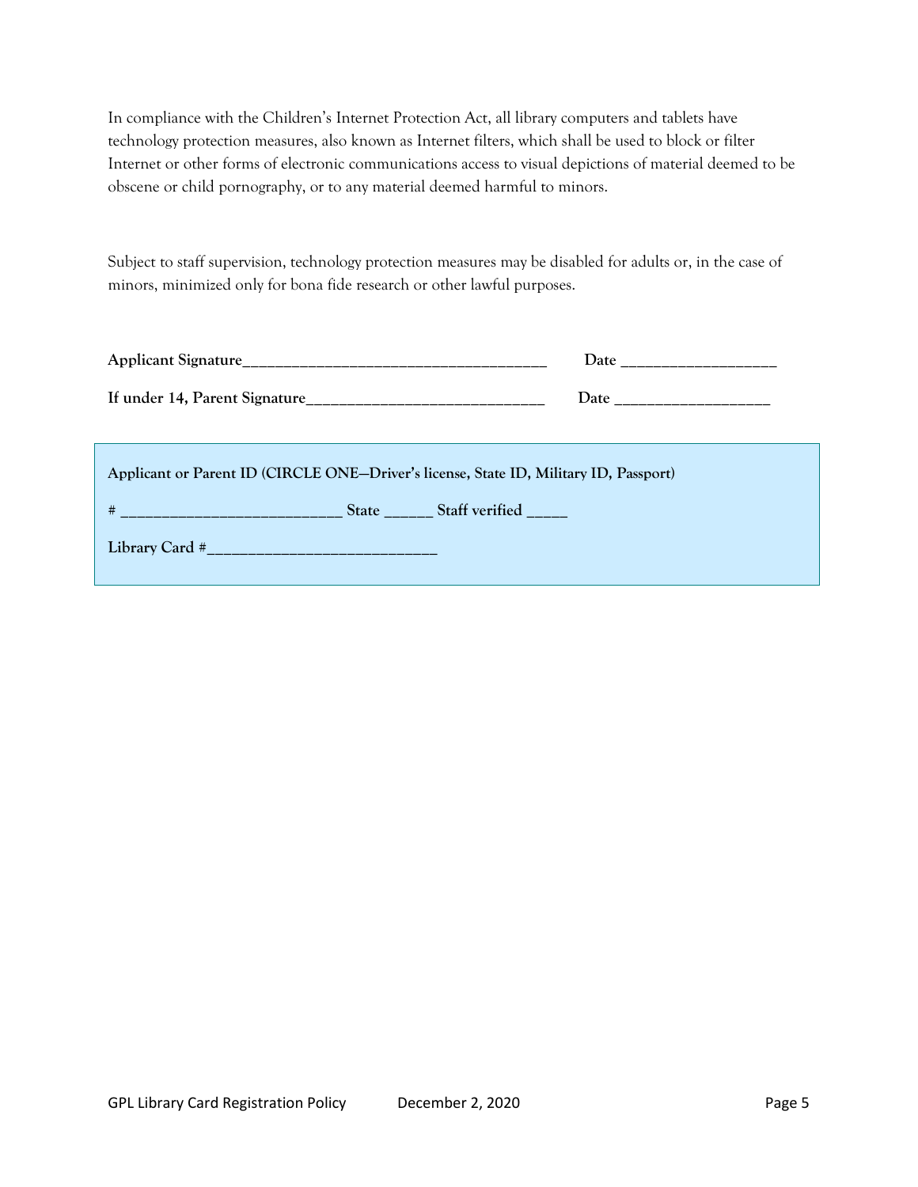In compliance with the Children's Internet Protection Act, all library computers and tablets have technology protection measures, also known as Internet filters, which shall be used to block or filter Internet or other forms of electronic communications access to visual depictions of material deemed to be obscene or child pornography, or to any material deemed harmful to minors.

Subject to staff supervision, technology protection measures may be disabled for adults or, in the case of minors, minimized only for bona fide research or other lawful purposes.

**Applicant Signature**_______________________________________ **Date** ___________________

**If under 14, Parent Signature**______________________________ **Date** ___________________

**Applicant or Parent ID (CIRCLE ONE—Driver's license, State ID, Military ID, Passport)**

**#** ___________________________ **State** ______ **Staff verified** _____

**Library Card #**____________________________